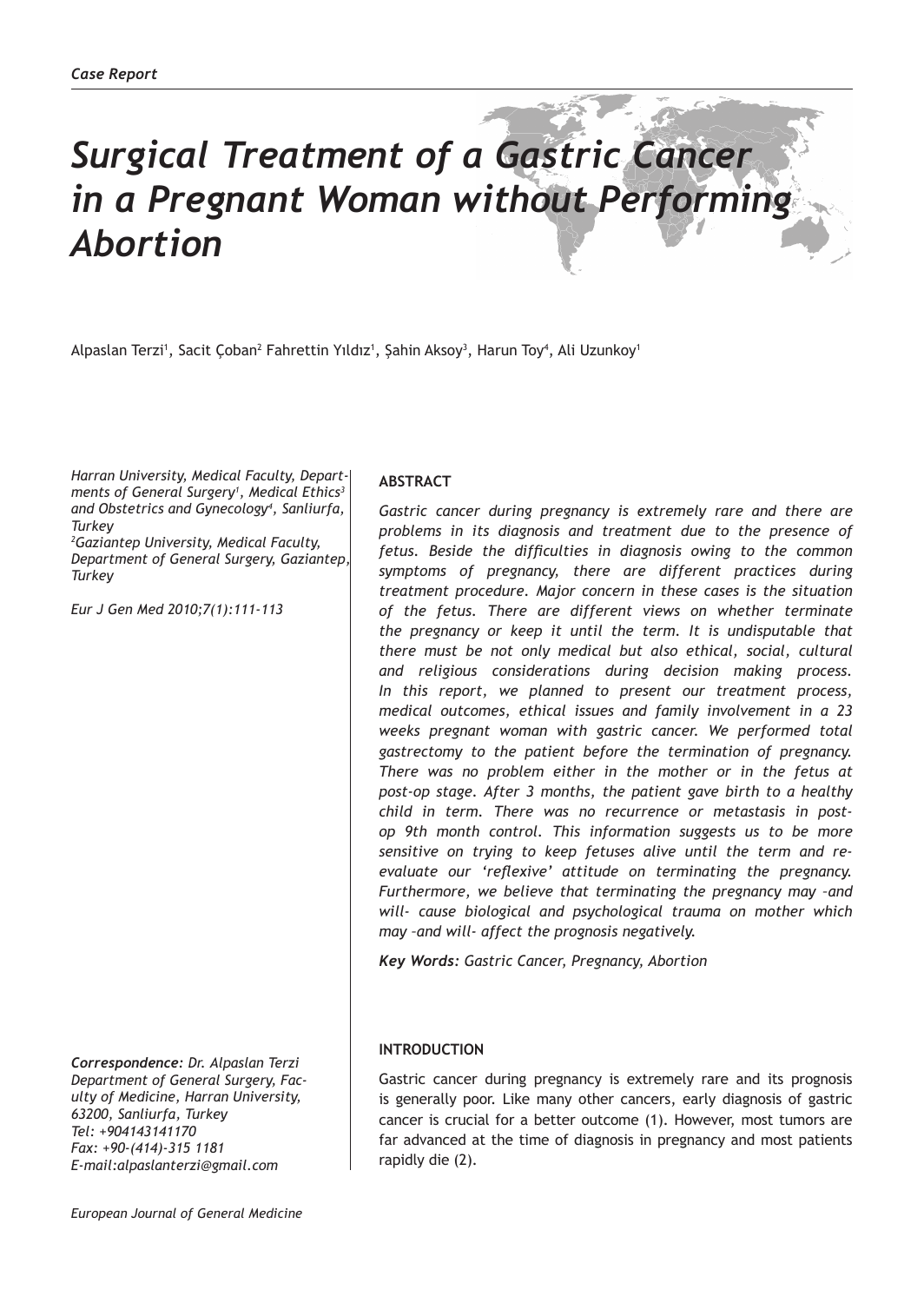*Case Report*

# *Surgical Treatment of a Gastric Cancer in a Pregnant Woman without Performing Abortion*

Alpaslan Terzi[1], Sacit Çoban[2] Fahrettin Yıldız[1], Şahin Aksoy[3], Harun Toy[4], Ali Uzunkoy[1]

*Harran University, Medical Faculty, Departments of General Surgery[1], Medical Ethics[3] and Obstetrics and Gynecology[4], Sanliurfa, Turkey*
*[2]Gaziantep University, Medical Faculty, Department of General Surgery, Gaziantep, Turkey*

*Eur J Gen Med 2010;7(1):111-113*

## ABSTRACT

*Gastric cancer during pregnancy is extremely rare and there are problems in its diagnosis and treatment due to the presence of fetus. Beside the difficulties in diagnosis owing to the common symptoms of pregnancy, there are different practices during treatment procedure. Major concern in these cases is the situation of the fetus. There are different views on whether terminate the pregnancy or keep it until the term. It is undisputable that there must be not only medical but also ethical, social, cultural and religious considerations during decision making process. In this report, we planned to present our treatment process, medical outcomes, ethical issues and family involvement in a 23 weeks pregnant woman with gastric cancer. We performed total gastrectomy to the patient before the termination of pregnancy. There was no problem either in the mother or in the fetus at post-op stage. After 3 months, the patient gave birth to a healthy child in term. There was no recurrence or metastasis in post-op 9th month control. This information suggests us to be more sensitive on trying to keep fetuses alive until the term and re-evaluate our 'reflexive' attitude on terminating the pregnancy. Furthermore, we believe that terminating the pregnancy may –and will- cause biological and psychological trauma on mother which may –and will- affect the prognosis negatively.*

***Key Words:*** *Gastric Cancer, Pregnancy, Abortion*

## INTRODUCTION

Gastric cancer during pregnancy is extremely rare and its prognosis is generally poor. Like many other cancers, early diagnosis of gastric cancer is crucial for a better outcome (1). However, most tumors are far advanced at the time of diagnosis in pregnancy and most patients rapidly die (2).

***Correspondence:*** *Dr. Alpaslan Terzi*
*Department of General Surgery, Faculty of Medicine, Harran University, 63200, Sanliurfa, Turkey*
*Tel: +904143141170*
*Fax: +90-(414)-315 1181*
*E-mail:alpaslanterzi@gmail.com*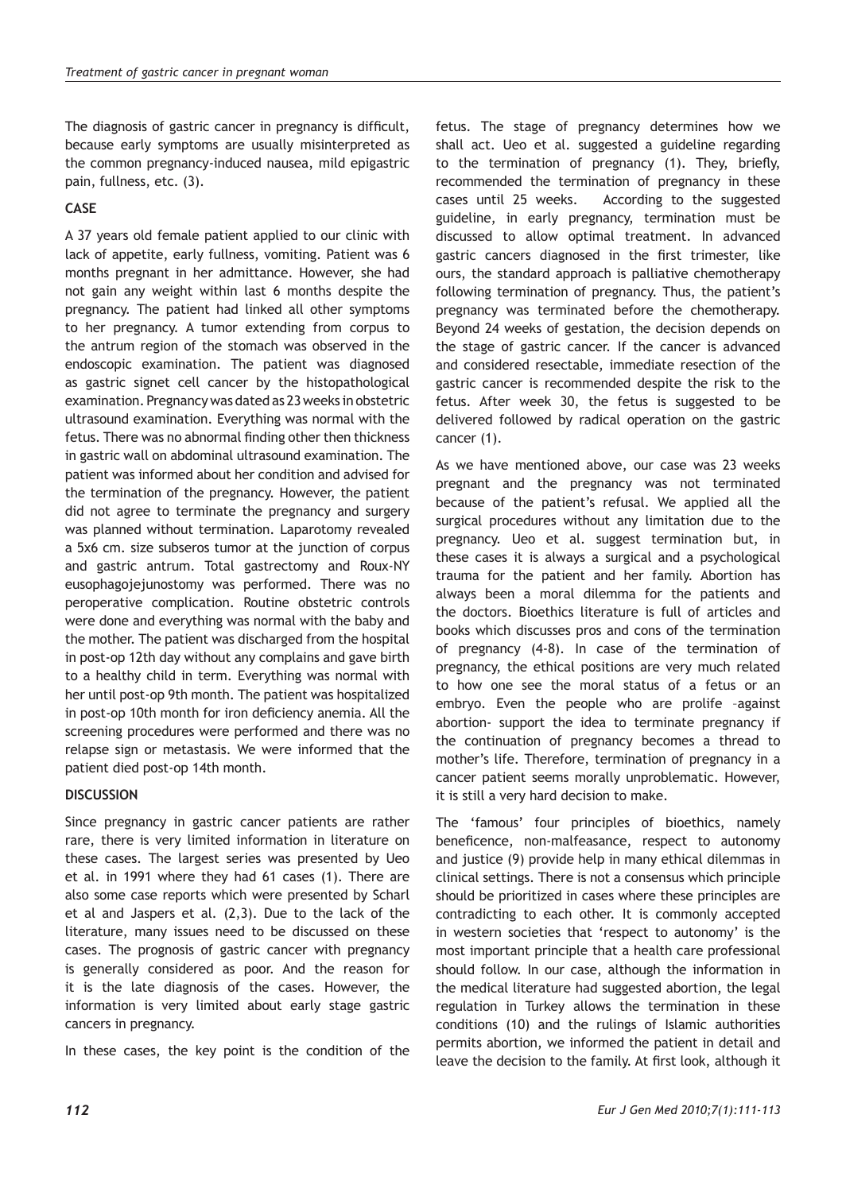The diagnosis of gastric cancer in pregnancy is difficult, because early symptoms are usually misinterpreted as the common pregnancy-induced nausea, mild epigastric pain, fullness, etc. (3).

## CASE

A 37 years old female patient applied to our clinic with lack of appetite, early fullness, vomiting. Patient was 6 months pregnant in her admittance. However, she had not gain any weight within last 6 months despite the pregnancy. The patient had linked all other symptoms to her pregnancy. A tumor extending from corpus to the antrum region of the stomach was observed in the endoscopic examination. The patient was diagnosed as gastric signet cell cancer by the histopathological examination. Pregnancy was dated as 23 weeks in obstetric ultrasound examination. Everything was normal with the fetus. There was no abnormal finding other then thickness in gastric wall on abdominal ultrasound examination. The patient was informed about her condition and advised for the termination of the pregnancy. However, the patient did not agree to terminate the pregnancy and surgery was planned without termination. Laparotomy revealed a 5x6 cm. size subseros tumor at the junction of corpus and gastric antrum. Total gastrectomy and Roux-NY eusophagojejunostomy was performed. There was no peroperative complication. Routine obstetric controls were done and everything was normal with the baby and the mother. The patient was discharged from the hospital in post-op 12th day without any complains and gave birth to a healthy child in term. Everything was normal with her until post-op 9th month. The patient was hospitalized in post-op 10th month for iron deficiency anemia. All the screening procedures were performed and there was no relapse sign or metastasis. We were informed that the patient died post-op 14th month.

## DISCUSSION

Since pregnancy in gastric cancer patients are rather rare, there is very limited information in literature on these cases. The largest series was presented by Ueo et al. in 1991 where they had 61 cases (1). There are also some case reports which were presented by Scharl et al and Jaspers et al. (2,3). Due to the lack of the literature, many issues need to be discussed on these cases. The prognosis of gastric cancer with pregnancy is generally considered as poor. And the reason for it is the late diagnosis of the cases. However, the information is very limited about early stage gastric cancers in pregnancy.

In these cases, the key point is the condition of the fetus. The stage of pregnancy determines how we shall act. Ueo et al. suggested a guideline regarding to the termination of pregnancy (1). They, briefly, recommended the termination of pregnancy in these cases until 25 weeks. According to the suggested guideline, in early pregnancy, termination must be discussed to allow optimal treatment. In advanced gastric cancers diagnosed in the first trimester, like ours, the standard approach is palliative chemotherapy following termination of pregnancy. Thus, the patient's pregnancy was terminated before the chemotherapy. Beyond 24 weeks of gestation, the decision depends on the stage of gastric cancer. If the cancer is advanced and considered resectable, immediate resection of the gastric cancer is recommended despite the risk to the fetus. After week 30, the fetus is suggested to be delivered followed by radical operation on the gastric cancer (1).

As we have mentioned above, our case was 23 weeks pregnant and the pregnancy was not terminated because of the patient's refusal. We applied all the surgical procedures without any limitation due to the pregnancy. Ueo et al. suggest termination but, in these cases it is always a surgical and a psychological trauma for the patient and her family. Abortion has always been a moral dilemma for the patients and the doctors. Bioethics literature is full of articles and books which discusses pros and cons of the termination of pregnancy (4-8). In case of the termination of pregnancy, the ethical positions are very much related to how one see the moral status of a fetus or an embryo. Even the people who are prolife –against abortion- support the idea to terminate pregnancy if the continuation of pregnancy becomes a thread to mother's life. Therefore, termination of pregnancy in a cancer patient seems morally unproblematic. However, it is still a very hard decision to make.

The 'famous' four principles of bioethics, namely beneficence, non-malfeasance, respect to autonomy and justice (9) provide help in many ethical dilemmas in clinical settings. There is not a consensus which principle should be prioritized in cases where these principles are contradicting to each other. It is commonly accepted in western societies that 'respect to autonomy' is the most important principle that a health care professional should follow. In our case, although the information in the medical literature had suggested abortion, the legal regulation in Turkey allows the termination in these conditions (10) and the rulings of Islamic authorities permits abortion, we informed the patient in detail and leave the decision to the family. At first look, although it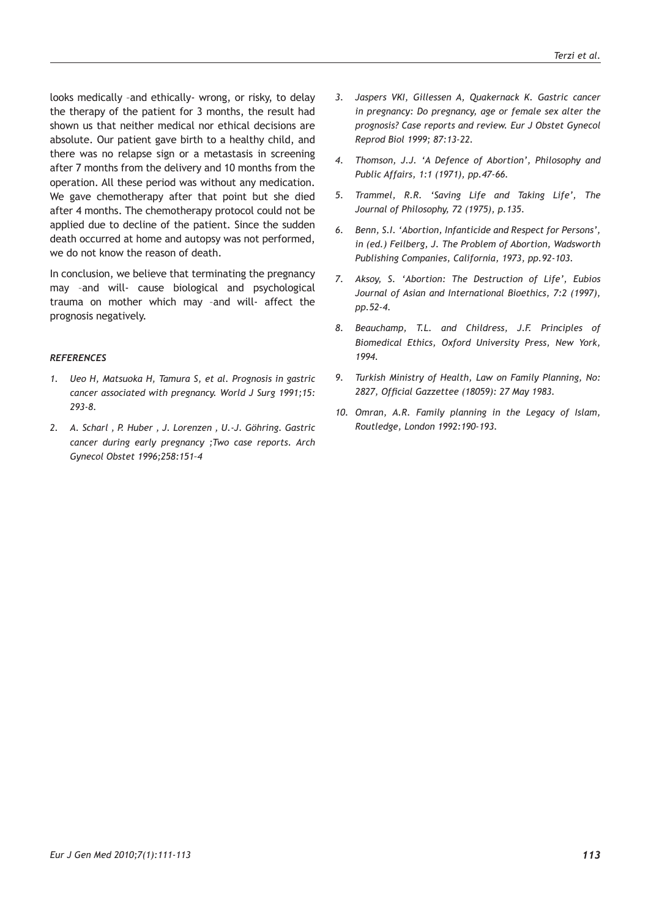looks medically –and ethically- wrong, or risky, to delay the therapy of the patient for 3 months, the result had shown us that neither medical nor ethical decisions are absolute. Our patient gave birth to a healthy child, and there was no relapse sign or a metastasis in screening after 7 months from the delivery and 10 months from the operation. All these period was without any medication. We gave chemotherapy after that point but she died after 4 months. The chemotherapy protocol could not be applied due to decline of the patient. Since the sudden death occurred at home and autopsy was not performed, we do not know the reason of death.

In conclusion, we believe that terminating the pregnancy may –and will- cause biological and psychological trauma on mother which may –and will- affect the prognosis negatively.

### *REFERENCES*

1. *Ueo H, Matsuoka H, Tamura S, et al. Prognosis in gastric cancer associated with pregnancy. World J Surg 1991;15: 293-8.*
2. *A. Scharl , P. Huber , J. Lorenzen , U.-J. Göhring. Gastric cancer during early pregnancy ;Two case reports. Arch Gynecol Obstet 1996;258:151–4*
3. *Jaspers VKI, Gillessen A, Quakernack K. Gastric cancer in pregnancy: Do pregnancy, age or female sex alter the prognosis? Case reports and review. Eur J Obstet Gynecol Reprod Biol 1999; 87:13-22.*
4. *Thomson, J.J. 'A Defence of Abortion', Philosophy and Public Affairs, 1:1 (1971), pp.47-66.*
5. *Trammel, R.R. 'Saving Life and Taking Life', The Journal of Philosophy, 72 (1975), p.135.*
6. *Benn, S.I. 'Abortion, Infanticide and Respect for Persons', in (ed.) Feilberg, J. The Problem of Abortion, Wadsworth Publishing Companies, California, 1973, pp.92-103.*
7. *Aksoy, S. 'Abortion: The Destruction of Life', Eubios Journal of Asian and International Bioethics, 7:2 (1997), pp.52-4.*
8. *Beauchamp, T.L. and Childress, J.F. Principles of Biomedical Ethics, Oxford University Press, New York, 1994.*
9. *Turkish Ministry of Health, Law on Family Planning, No: 2827, Official Gazzettee (18059): 27 May 1983.*
10. *Omran, A.R. Family planning in the Legacy of Islam, Routledge, London 1992:190-193.*